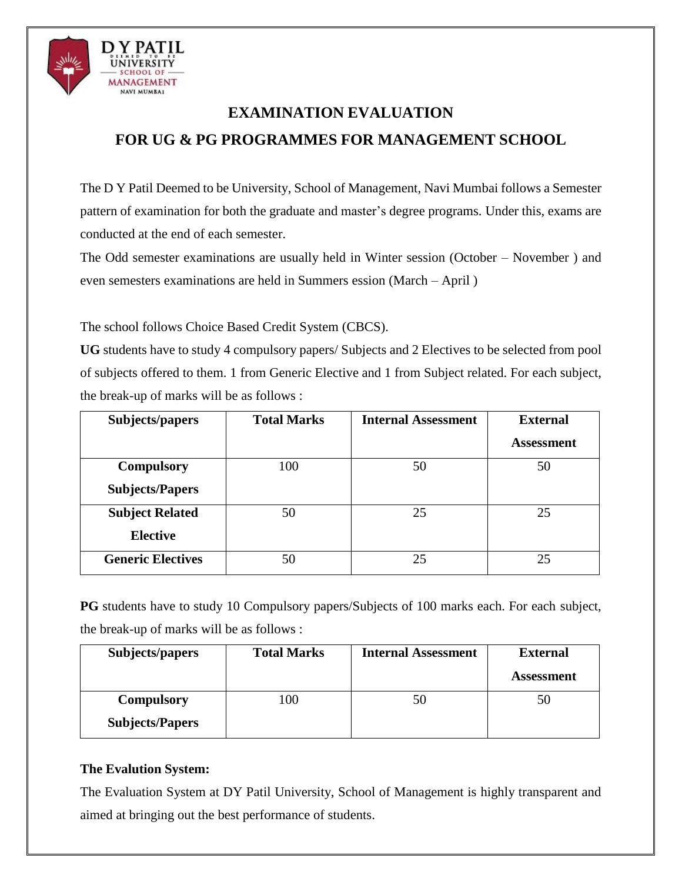# EXAMINATION EVALUATION

# FOR UG & PG PROGRAMMES FOR MANAGEMENT SCHOOL

The D Y Patil Deemed to be University, School of Management, Navi Mumbai follows a Semester pattern of examination for both the graduate and master's degree programs. Under this, exams are conducted at the end of each semester.

The Odd semester examinations are usually held in Winter session (October – November ) and even semesters examinations are held in Summers ession (March – April )

The school follows Choice Based Credit System (CBCS).

**UG** students have to study 4 compulsory papers/ Subjects and 2 Electives to be selected from pool of subjects offered to them. 1 from Generic Elective and 1 from Subject related. For each subject, the break-up of marks will be as follows :

| Subjects/papers | Total Marks | Internal Assessment | External Assessment |
|---|---|---|---|
| **Compulsory Subjects/Papers** | 100 | 50 | 50 |
| **Subject Related Elective** | 50 | 25 | 25 |
| **Generic Electives** | 50 | 25 | 25 |

**PG** students have to study 10 Compulsory papers/Subjects of 100 marks each. For each subject, the break-up of marks will be as follows :

| Subjects/papers | Total Marks | Internal Assessment | External Assessment |
|---|---|---|---|
| **Compulsory Subjects/Papers** | 100 | 50 | 50 |

**The Evalution System:**

The Evaluation System at DY Patil University, School of Management is highly transparent and aimed at bringing out the best performance of students.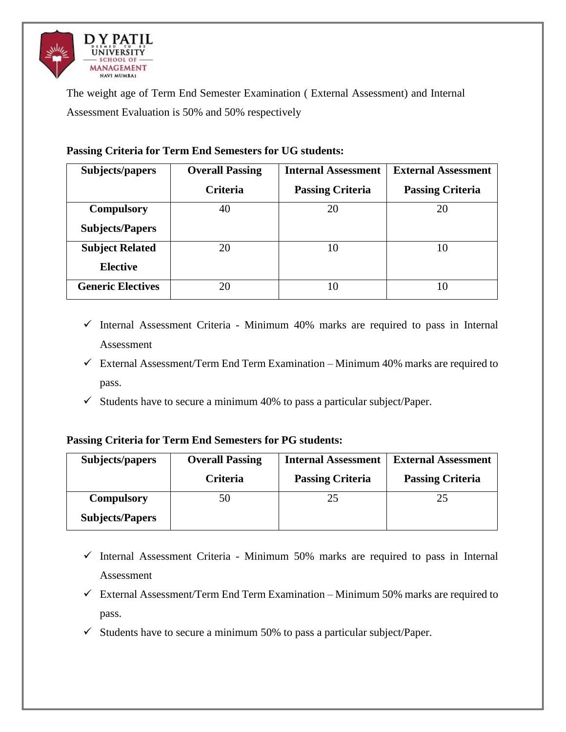The weight age of Term End Semester Examination ( External Assessment) and Internal Assessment Evaluation is 50% and 50% respectively

**Passing Criteria for Term End Semesters for UG students:**

| Subjects/papers | Overall Passing Criteria | Internal Assessment Passing Criteria | External Assessment Passing Criteria |
|---|---|---|---|
| **Compulsory Subjects/Papers** | 40 | 20 | 20 |
| **Subject Related Elective** | 20 | 10 | 10 |
| **Generic Electives** | 20 | 10 | 10 |

- ✓ Internal Assessment Criteria - Minimum 40% marks are required to pass in Internal Assessment
- ✓ External Assessment/Term End Term Examination – Minimum 40% marks are required to pass.
- ✓ Students have to secure a minimum 40% to pass a particular subject/Paper.

**Passing Criteria for Term End Semesters for PG students:**

| Subjects/papers | Overall Passing Criteria | Internal Assessment Passing Criteria | External Assessment Passing Criteria |
|---|---|---|---|
| **Compulsory Subjects/Papers** | 50 | 25 | 25 |

- ✓ Internal Assessment Criteria - Minimum 50% marks are required to pass in Internal Assessment
- ✓ External Assessment/Term End Term Examination – Minimum 50% marks are required to pass.
- ✓ Students have to secure a minimum 50% to pass a particular subject/Paper.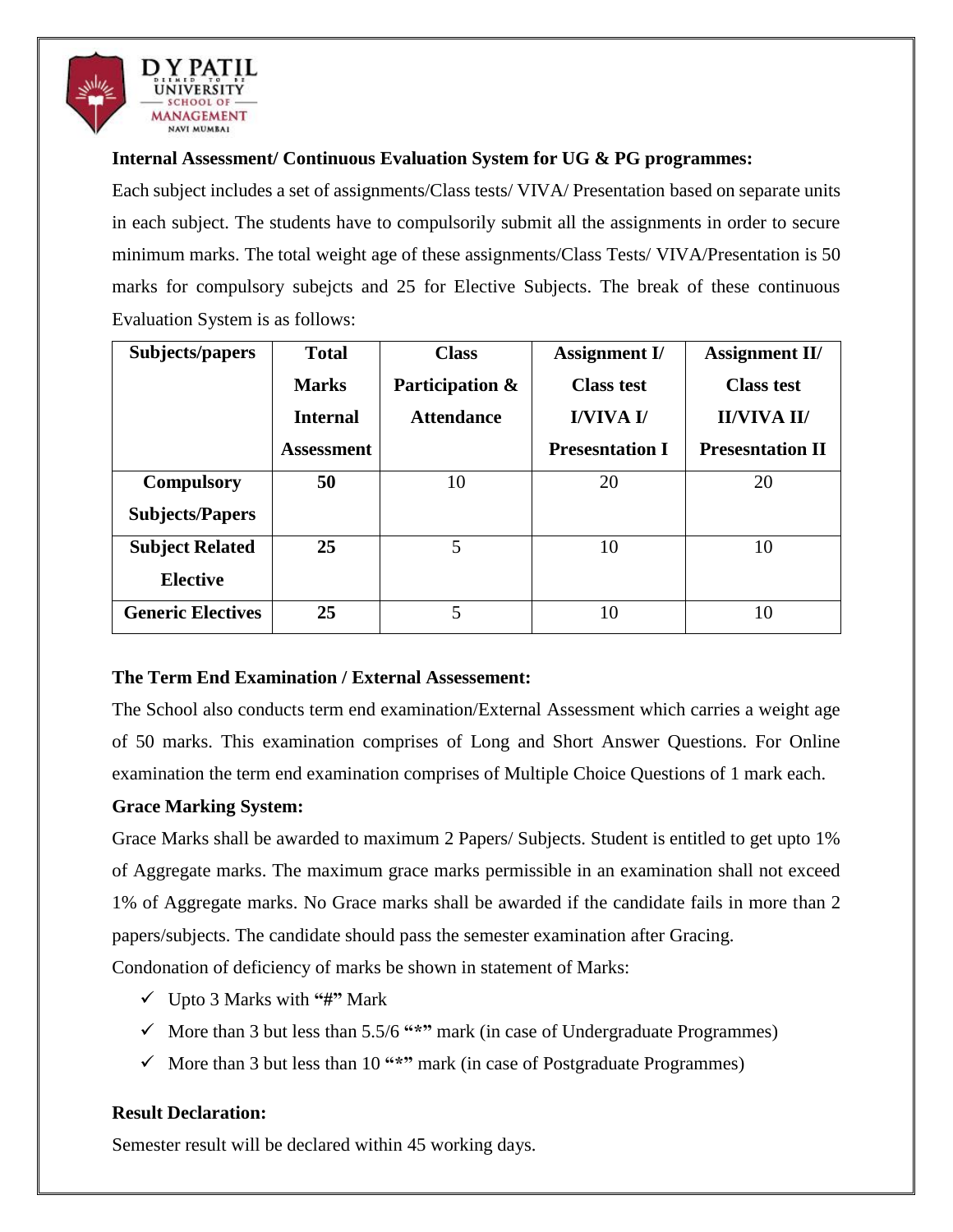**Internal Assessment/ Continuous Evaluation System for UG & PG programmes:**

Each subject includes a set of assignments/Class tests/ VIVA/ Presentation based on separate units in each subject. The students have to compulsorily submit all the assignments in order to secure minimum marks. The total weight age of these assignments/Class Tests/ VIVA/Presentation is 50 marks for compulsory subejcts and 25 for Elective Subjects. The break of these continuous Evaluation System is as follows:

| Subjects/papers | Total Marks Internal Assessment | Class Participation & Attendance | Assignment I/ Class test I/VIVA I/ Presesntation I | Assignment II/ Class test II/VIVA II/ Presesntation II |
|---|---|---|---|---|
| **Compulsory Subjects/Papers** | **50** | 10 | 20 | 20 |
| **Subject Related Elective** | **25** | 5 | 10 | 10 |
| **Generic Electives** | **25** | 5 | 10 | 10 |

**The Term End Examination / External Assessement:**

The School also conducts term end examination/External Assessment which carries a weight age of 50 marks. This examination comprises of Long and Short Answer Questions. For Online examination the term end examination comprises of Multiple Choice Questions of 1 mark each.

**Grace Marking System:**

Grace Marks shall be awarded to maximum 2 Papers/ Subjects. Student is entitled to get upto 1% of Aggregate marks. The maximum grace marks permissible in an examination shall not exceed 1% of Aggregate marks. No Grace marks shall be awarded if the candidate fails in more than 2 papers/subjects. The candidate should pass the semester examination after Gracing.

Condonation of deficiency of marks be shown in statement of Marks:

- ✓ Upto 3 Marks with **"#"** Mark
- ✓ More than 3 but less than 5.5/6 **"*"** mark (in case of Undergraduate Programmes)
- ✓ More than 3 but less than 10 **"*"** mark (in case of Postgraduate Programmes)

**Result Declaration:**

Semester result will be declared within 45 working days.